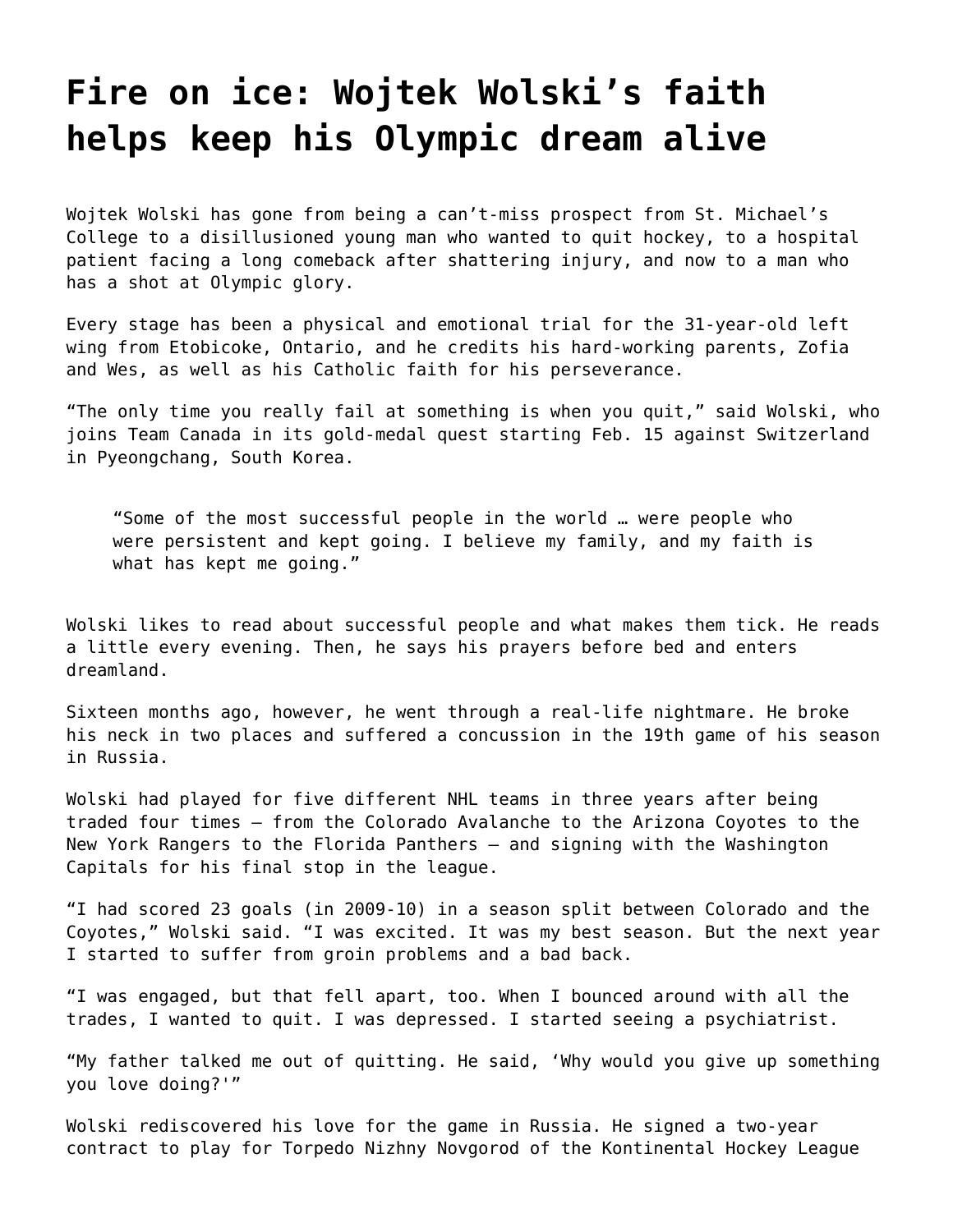# Fire on ice: Wojtek Wolski's faith helps keep his Olympic dream alive

Wojtek Wolski has gone from being a can't-miss prospect from St. Michael's College to a disillusioned young man who wanted to quit hockey, to a hospital patient facing a long comeback after shattering injury, and now to a man who has a shot at Olympic glory.

Every stage has been a physical and emotional trial for the 31-year-old left wing from Etobicoke, Ontario, and he credits his hard-working parents, Zofia and Wes, as well as his Catholic faith for his perseverance.

"The only time you really fail at something is when you quit," said Wolski, who joins Team Canada in its gold-medal quest starting Feb. 15 against Switzerland in Pyeongchang, South Korea.

> "Some of the most successful people in the world … were people who were persistent and kept going. I believe my family, and my faith is what has kept me going."

Wolski likes to read about successful people and what makes them tick. He reads a little every evening. Then, he says his prayers before bed and enters dreamland.

Sixteen months ago, however, he went through a real-life nightmare. He broke his neck in two places and suffered a concussion in the 19th game of his season in Russia.

Wolski had played for five different NHL teams in three years after being traded four times — from the Colorado Avalanche to the Arizona Coyotes to the New York Rangers to the Florida Panthers — and signing with the Washington Capitals for his final stop in the league.

"I had scored 23 goals (in 2009-10) in a season split between Colorado and the Coyotes," Wolski said. "I was excited. It was my best season. But the next year I started to suffer from groin problems and a bad back.

"I was engaged, but that fell apart, too. When I bounced around with all the trades, I wanted to quit. I was depressed. I started seeing a psychiatrist.

"My father talked me out of quitting. He said, 'Why would you give up something you love doing?'"

Wolski rediscovered his love for the game in Russia. He signed a two-year contract to play for Torpedo Nizhny Novgorod of the Kontinental Hockey League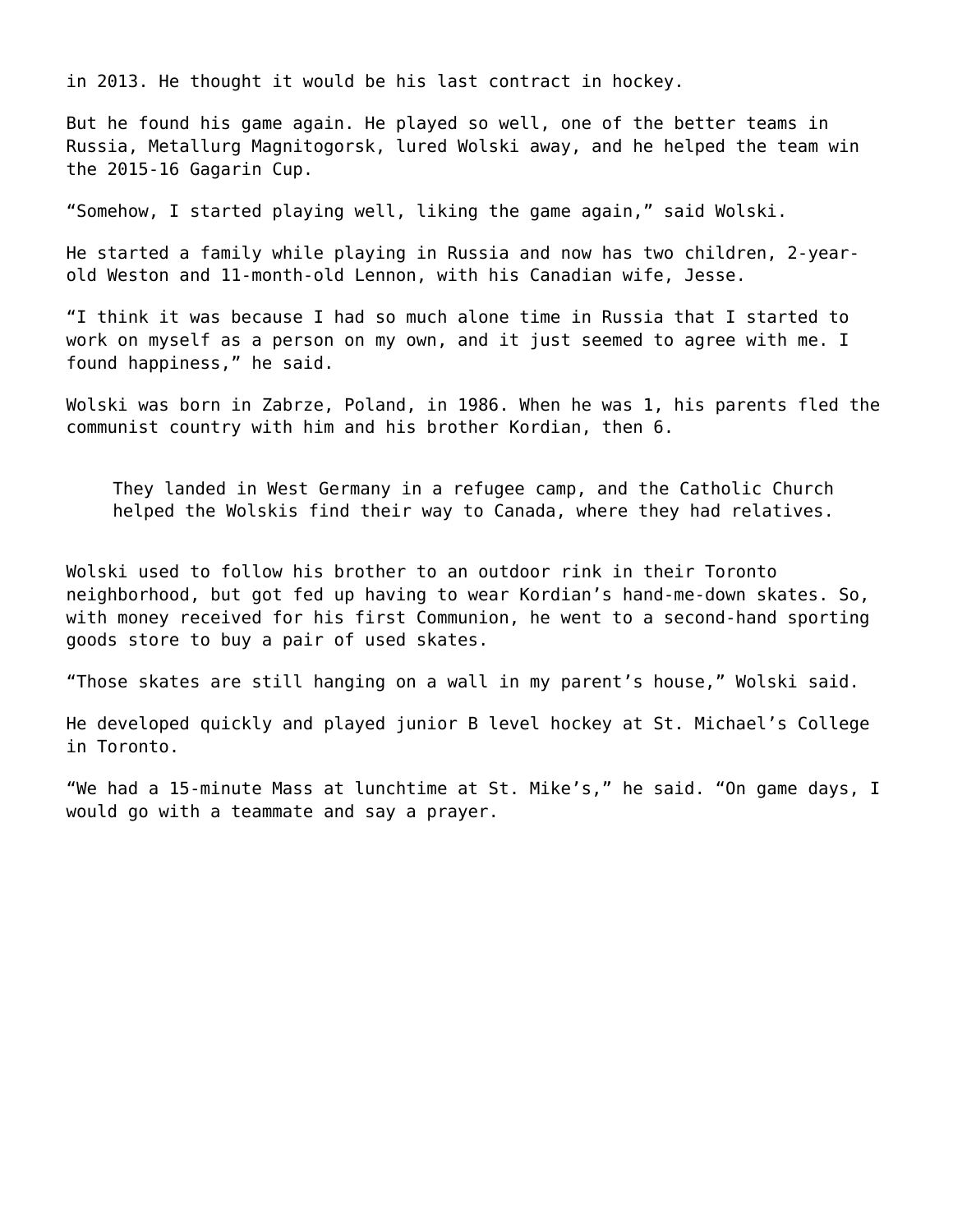in 2013. He thought it would be his last contract in hockey.

But he found his game again. He played so well, one of the better teams in Russia, Metallurg Magnitogorsk, lured Wolski away, and he helped the team win the 2015-16 Gagarin Cup.

“Somehow, I started playing well, liking the game again,” said Wolski.

He started a family while playing in Russia and now has two children, 2-year-old Weston and 11-month-old Lennon, with his Canadian wife, Jesse.

“I think it was because I had so much alone time in Russia that I started to work on myself as a person on my own, and it just seemed to agree with me. I found happiness,” he said.

Wolski was born in Zabrze, Poland, in 1986. When he was 1, his parents fled the communist country with him and his brother Kordian, then 6.

> They landed in West Germany in a refugee camp, and the Catholic Church helped the Wolskis find their way to Canada, where they had relatives.

Wolski used to follow his brother to an outdoor rink in their Toronto neighborhood, but got fed up having to wear Kordian’s hand-me-down skates. So, with money received for his first Communion, he went to a second-hand sporting goods store to buy a pair of used skates.

“Those skates are still hanging on a wall in my parent’s house,” Wolski said.

He developed quickly and played junior B level hockey at St. Michael’s College in Toronto.

“We had a 15-minute Mass at lunchtime at St. Mike’s,” he said. “On game days, I would go with a teammate and say a prayer.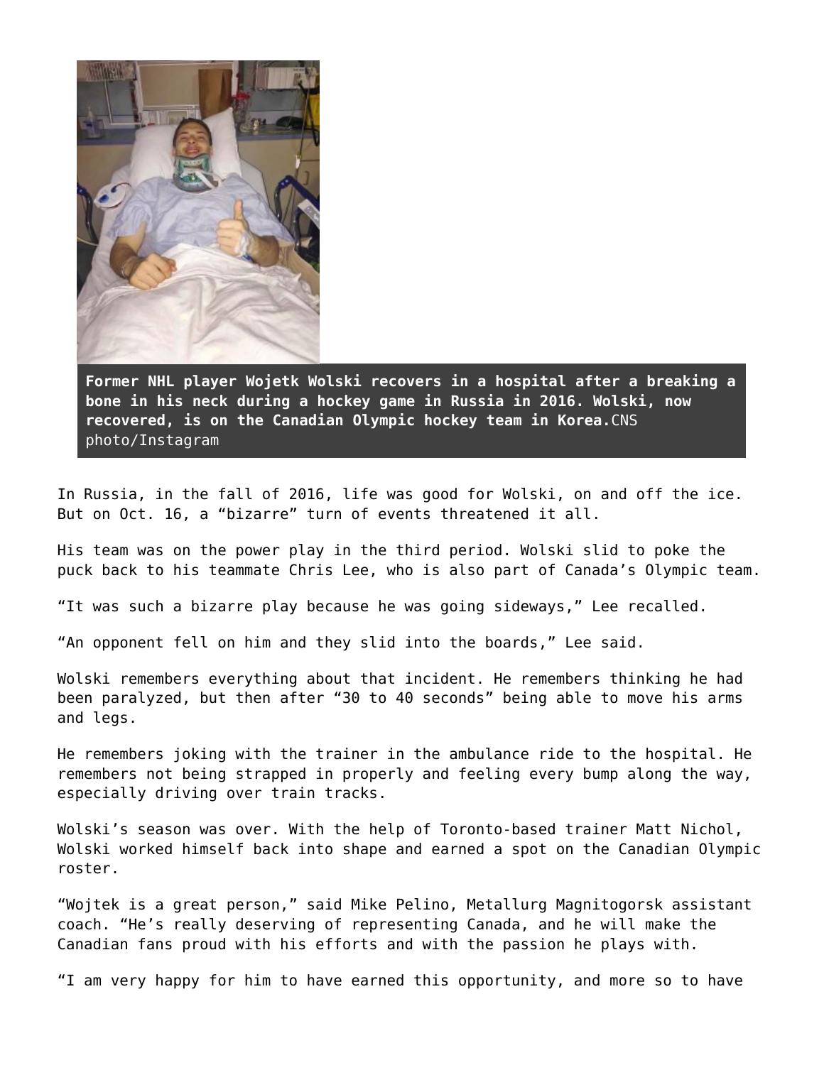**Former NHL player Wojetk Wolski recovers in a hospital after a breaking a bone in his neck during a hockey game in Russia in 2016. Wolski, now recovered, is on the Canadian Olympic hockey team in Korea.** CNS photo/Instagram

In Russia, in the fall of 2016, life was good for Wolski, on and off the ice. But on Oct. 16, a “bizarre” turn of events threatened it all.

His team was on the power play in the third period. Wolski slid to poke the puck back to his teammate Chris Lee, who is also part of Canada’s Olympic team.

“It was such a bizarre play because he was going sideways,” Lee recalled.

“An opponent fell on him and they slid into the boards,” Lee said.

Wolski remembers everything about that incident. He remembers thinking he had been paralyzed, but then after “30 to 40 seconds” being able to move his arms and legs.

He remembers joking with the trainer in the ambulance ride to the hospital. He remembers not being strapped in properly and feeling every bump along the way, especially driving over train tracks.

Wolski’s season was over. With the help of Toronto-based trainer Matt Nichol, Wolski worked himself back into shape and earned a spot on the Canadian Olympic roster.

“Wojtek is a great person,” said Mike Pelino, Metallurg Magnitogorsk assistant coach. “He’s really deserving of representing Canada, and he will make the Canadian fans proud with his efforts and with the passion he plays with.

“I am very happy for him to have earned this opportunity, and more so to have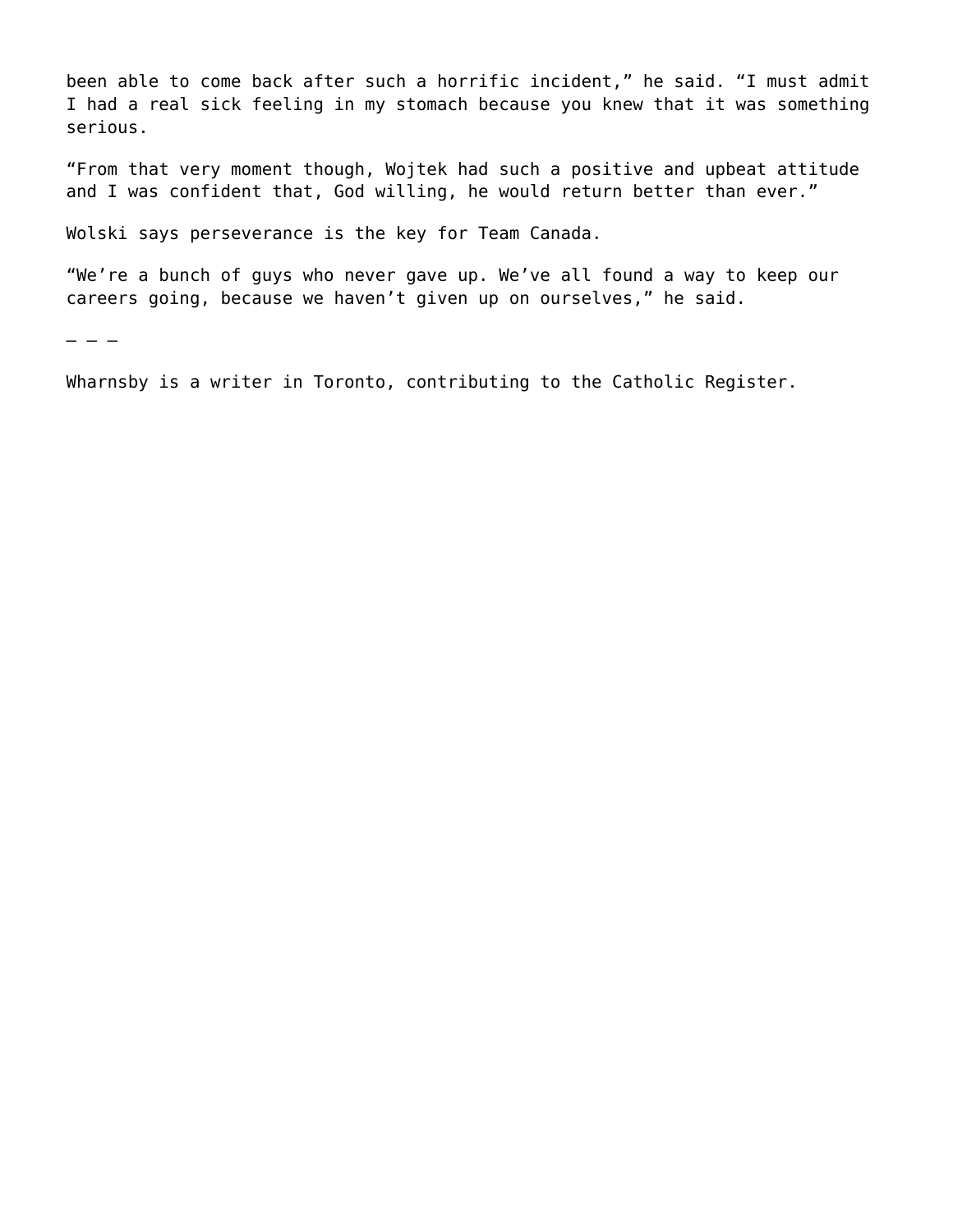been able to come back after such a horrific incident," he said. "I must admit I had a real sick feeling in my stomach because you knew that it was something serious.

"From that very moment though, Wojtek had such a positive and upbeat attitude and I was confident that, God willing, he would return better than ever."

Wolski says perseverance is the key for Team Canada.

"We're a bunch of guys who never gave up. We've all found a way to keep our careers going, because we haven't given up on ourselves," he said.

— — —

Wharnsby is a writer in Toronto, contributing to the Catholic Register.